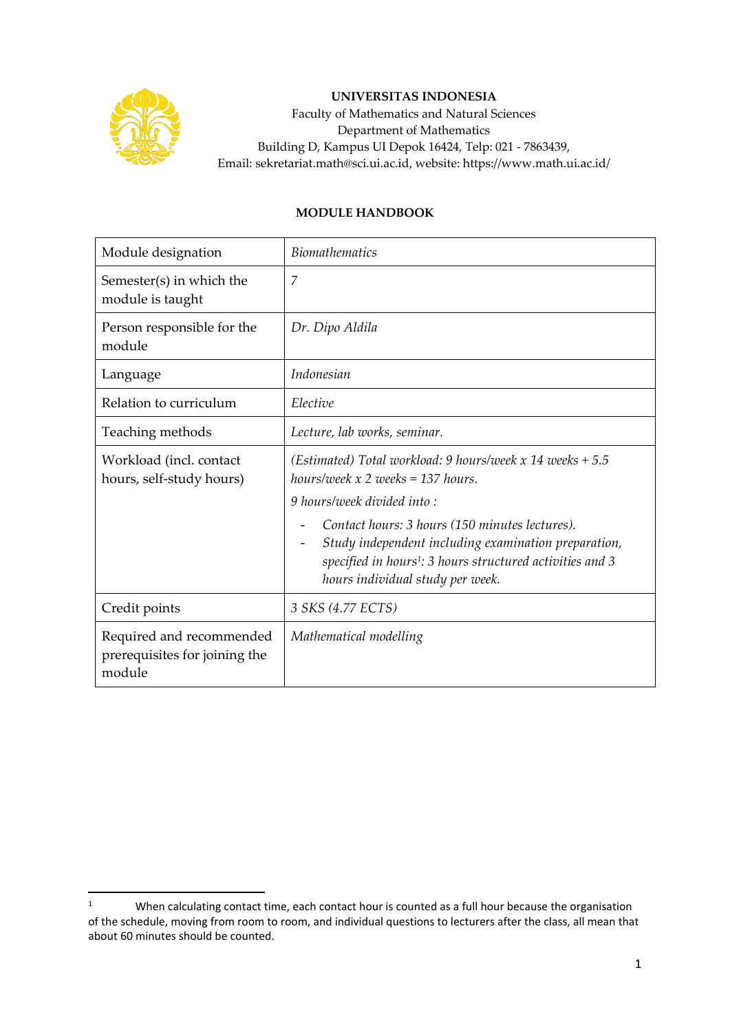**UNIVERSITAS INDONESIA**
Faculty of Mathematics and Natural Sciences
Department of Mathematics
Building D, Kampus UI Depok 16424, Telp: 021 - 7863439,
Email: sekretariat.math@sci.ui.ac.id, website: https://www.math.ui.ac.id/

# MODULE HANDBOOK

| Module designation | *Biomathematics* |
|---|---|
| Semester(s) in which the module is taught | *7* |
| Person responsible for the module | *Dr. Dipo Aldila* |
| Language | *Indonesian* |
| Relation to curriculum | *Elective* |
| Teaching methods | *Lecture, lab works, seminar.* |
| Workload (incl. contact hours, self-study hours) | *(Estimated) Total workload: 9 hours/week x 14 weeks + 5.5 hours/week x 2 weeks = 137 hours.*<br>*9 hours/week divided into :*<br>- *Contact hours: 3 hours (150 minutes lectures).*<br>- *Study independent including examination preparation, specified in hours[1]: 3 hours structured activities and 3 hours individual study per week.* |
| Credit points | *3 SKS (4.77 ECTS)* |
| Required and recommended prerequisites for joining the module | *Mathematical modelling* |

[1] When calculating contact time, each contact hour is counted as a full hour because the organisation of the schedule, moving from room to room, and individual questions to lecturers after the class, all mean that about 60 minutes should be counted.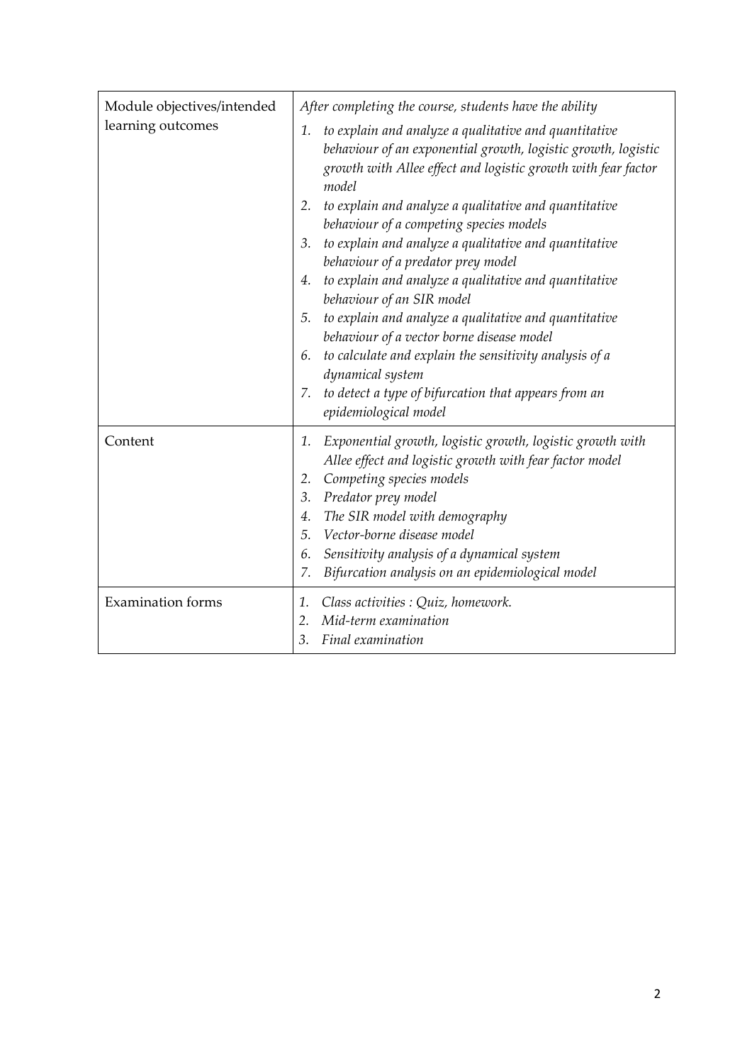| | |
|---|---|
| Module objectives/intended learning outcomes | *After completing the course, students have the ability*<br>1. *to explain and analyze a qualitative and quantitative behaviour of an exponential growth, logistic growth, logistic growth with Allee effect and logistic growth with fear factor model*<br>2. *to explain and analyze a qualitative and quantitative behaviour of a competing species models*<br>3. *to explain and analyze a qualitative and quantitative behaviour of a predator prey model*<br>4. *to explain and analyze a qualitative and quantitative behaviour of an SIR model*<br>5. *to explain and analyze a qualitative and quantitative behaviour of a vector borne disease model*<br>6. *to calculate and explain the sensitivity analysis of a dynamical system*<br>7. *to detect a type of bifurcation that appears from an epidemiological model* |
| Content | 1. *Exponential growth, logistic growth, logistic growth with Allee effect and logistic growth with fear factor model*<br>2. *Competing species models*<br>3. *Predator prey model*<br>4. *The SIR model with demography*<br>5. *Vector-borne disease model*<br>6. *Sensitivity analysis of a dynamical system*<br>7. *Bifurcation analysis on an epidemiological model* |
| Examination forms | 1. *Class activities : Quiz, homework.*<br>2. *Mid-term examination*<br>3. *Final examination* |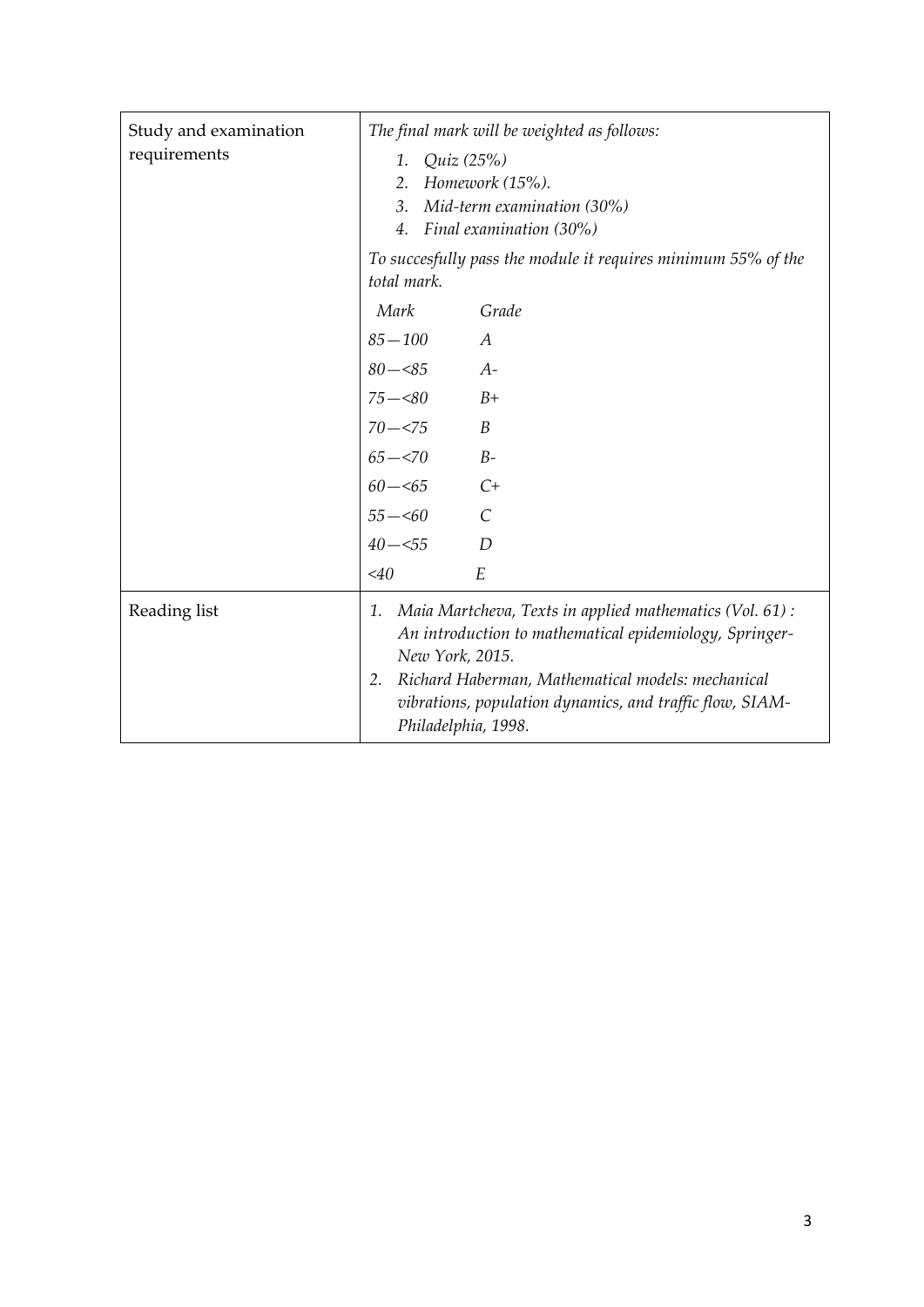| | |
|---|---|
| Study and examination requirements | *The final mark will be weighted as follows:*<br>1. *Quiz (25%)*<br>2. *Homework (15%).*<br>3. *Mid-term examination (30%)*<br>4. *Final examination (30%)*<br><br>*To succesfully pass the module it requires minimum 55% of the total mark.*<br><br>*Mark* — *Grade*<br>*85—100* — *A*<br>*80—<85* — *A-*<br>*75—<80* — *B+*<br>*70—<75* — *B*<br>*65—<70* — *B-*<br>*60—<65* — *C+*<br>*55—<60* — *C*<br>*40—<55* — *D*<br>*<40* — *E* |
| Reading list | 1. *Maia Martcheva, Texts in applied mathematics (Vol. 61) : An introduction to mathematical epidemiology, Springer-New York, 2015.*<br>2. *Richard Haberman, Mathematical models: mechanical vibrations, population dynamics, and traffic flow, SIAM-Philadelphia, 1998.* |